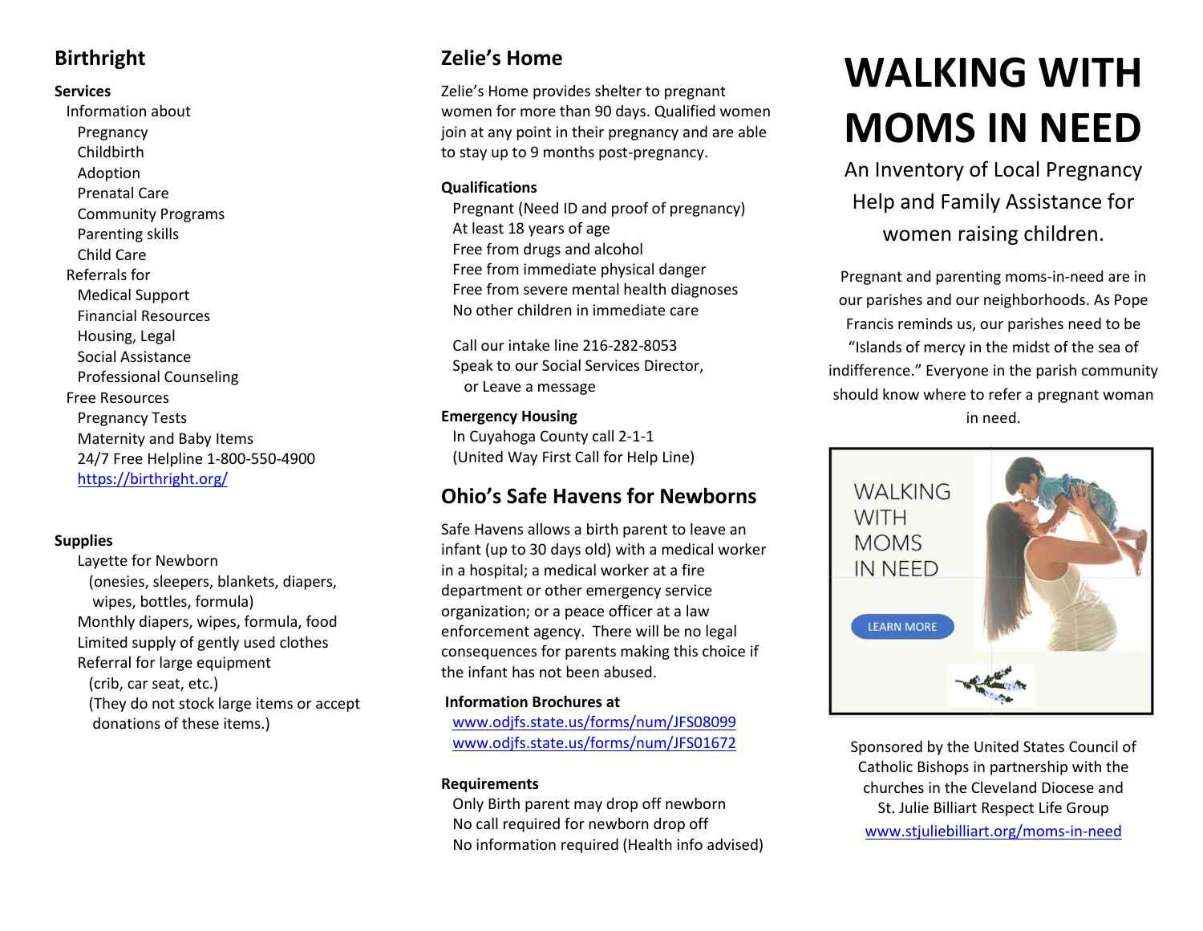## Birthright

**Services**

- Information about
  - Pregnancy
  - Childbirth
  - Adoption
  - Prenatal Care
  - Community Programs
  - Parenting skills
  - Child Care
- Referrals for
  - Medical Support
  - Financial Resources
  - Housing, Legal
  - Social Assistance
  - Professional Counseling
- Free Resources
  - Pregnancy Tests
  - Maternity and Baby Items
  - 24/7 Free Helpline 1-800-550-4900
  - [https://birthright.org/](https://birthright.org/)

**Supplies**

- Layette for Newborn
  (onesies, sleepers, blankets, diapers, wipes, bottles, formula)
- Monthly diapers, wipes, formula, food
- Limited supply of gently used clothes
- Referral for large equipment
  (crib, car seat, etc.)
  (They do not stock large items or accept donations of these items.)

## Zelie's Home

Zelie's Home provides shelter to pregnant women for more than 90 days. Qualified women join at any point in their pregnancy and are able to stay up to 9 months post-pregnancy.

**Qualifications**

- Pregnant (Need ID and proof of pregnancy)
- At least 18 years of age
- Free from drugs and alcohol
- Free from immediate physical danger
- Free from severe mental health diagnoses
- No other children in immediate care

Call our intake line 216-282-8053
Speak to our Social Services Director,
or Leave a message

**Emergency Housing**

In Cuyahoga County call 2-1-1
(United Way First Call for Help Line)

## Ohio's Safe Havens for Newborns

Safe Havens allows a birth parent to leave an infant (up to 30 days old) with a medical worker in a hospital; a medical worker at a fire department or other emergency service organization; or a peace officer at a law enforcement agency. There will be no legal consequences for parents making this choice if the infant has not been abused.

**Information Brochures at**

[www.odjfs.state.us/forms/num/JFS08099](www.odjfs.state.us/forms/num/JFS08099)
[www.odjfs.state.us/forms/num/JFS01672](www.odjfs.state.us/forms/num/JFS01672)

**Requirements**

- Only Birth parent may drop off newborn
- No call required for newborn drop off
- No information required (Health info advised)

# WALKING WITH MOMS IN NEED

An Inventory of Local Pregnancy Help and Family Assistance for women raising children.

Pregnant and parenting moms-in-need are in our parishes and our neighborhoods. As Pope Francis reminds us, our parishes need to be "Islands of mercy in the midst of the sea of indifference." Everyone in the parish community should know where to refer a pregnant woman in need.

Sponsored by the United States Council of Catholic Bishops in partnership with the churches in the Cleveland Diocese and St. Julie Billiart Respect Life Group
[www.stjuliebilliart.org/moms-in-need](www.stjuliebilliart.org/moms-in-need)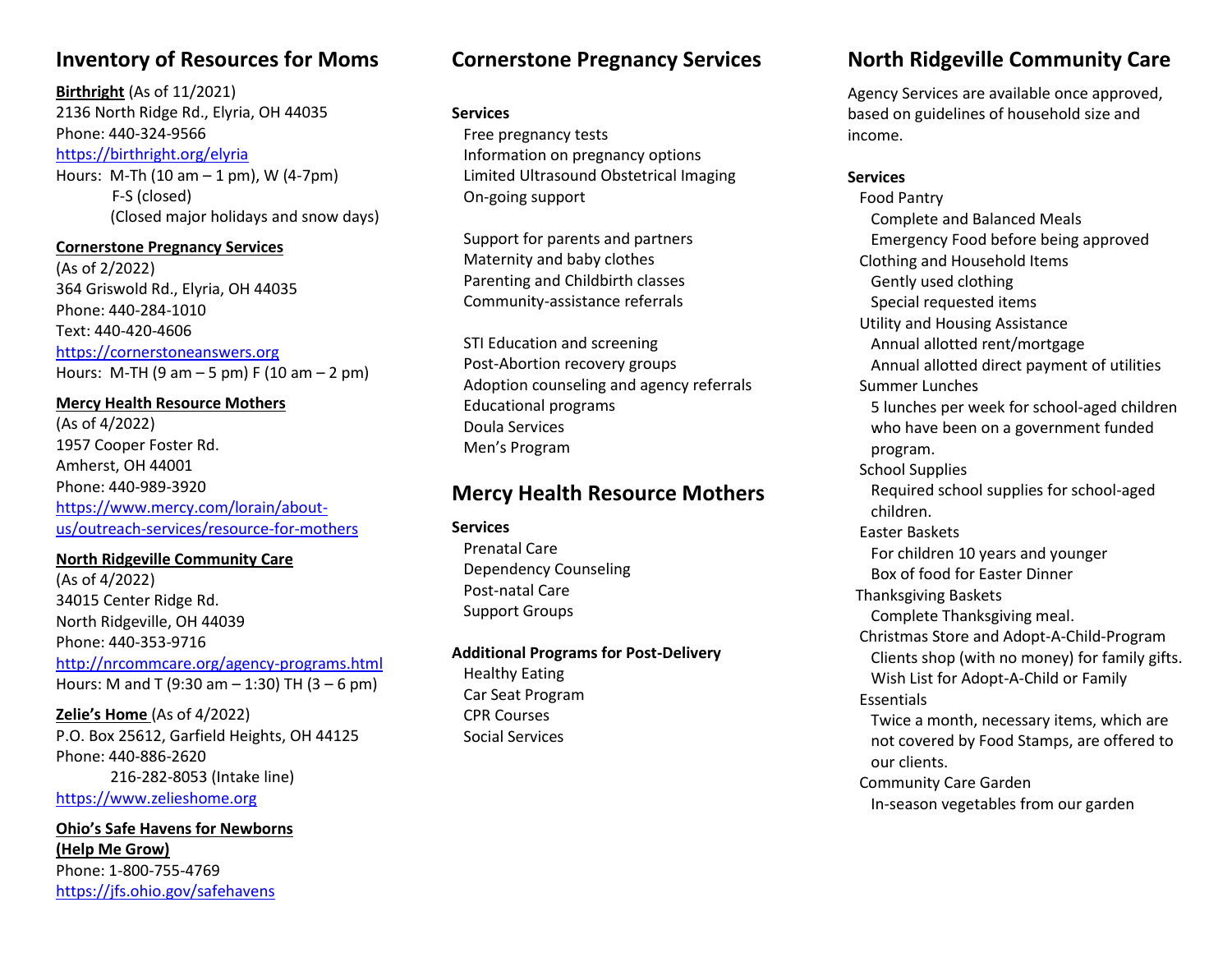## Inventory of Resources for Moms

**Birthright** (As of 11/2021)
2136 North Ridge Rd., Elyria, OH 44035
Phone: 440-324-9566
https://birthright.org/elyria
Hours: M-Th (10 am – 1 pm), W (4-7pm)
F-S (closed)
(Closed major holidays and snow days)

**Cornerstone Pregnancy Services**
(As of 2/2022)
364 Griswold Rd., Elyria, OH 44035
Phone: 440-284-1010
Text: 440-420-4606
https://cornerstoneanswers.org
Hours: M-TH (9 am – 5 pm) F (10 am – 2 pm)

**Mercy Health Resource Mothers**
(As of 4/2022)
1957 Cooper Foster Rd.
Amherst, OH 44001
Phone: 440-989-3920
https://www.mercy.com/lorain/about-us/outreach-services/resource-for-mothers

**North Ridgeville Community Care**
(As of 4/2022)
34015 Center Ridge Rd.
North Ridgeville, OH 44039
Phone: 440-353-9716
http://nrcommcare.org/agency-programs.html
Hours: M and T (9:30 am – 1:30) TH (3 – 6 pm)

**Zelie's Home** (As of 4/2022)
P.O. Box 25612, Garfield Heights, OH 44125
Phone: 440-886-2620
216-282-8053 (Intake line)
https://www.zelieshome.org

**Ohio's Safe Havens for Newborns (Help Me Grow)**
Phone: 1-800-755-4769
https://jfs.ohio.gov/safehavens

## Cornerstone Pregnancy Services

**Services**

- Free pregnancy tests
- Information on pregnancy options
- Limited Ultrasound Obstetrical Imaging
- On-going support

- Support for parents and partners
- Maternity and baby clothes
- Parenting and Childbirth classes
- Community-assistance referrals

- STI Education and screening
- Post-Abortion recovery groups
- Adoption counseling and agency referrals
- Educational programs
- Doula Services
- Men's Program

## Mercy Health Resource Mothers

**Services**

- Prenatal Care
- Dependency Counseling
- Post-natal Care
- Support Groups

**Additional Programs for Post-Delivery**

- Healthy Eating
- Car Seat Program
- CPR Courses
- Social Services

## North Ridgeville Community Care

Agency Services are available once approved, based on guidelines of household size and income.

**Services**

- Food Pantry
  - Complete and Balanced Meals
  - Emergency Food before being approved
- Clothing and Household Items
  - Gently used clothing
  - Special requested items
- Utility and Housing Assistance
  - Annual allotted rent/mortgage
  - Annual allotted direct payment of utilities
- Summer Lunches
  - 5 lunches per week for school-aged children who have been on a government funded program.
- School Supplies
  - Required school supplies for school-aged children.
- Easter Baskets
  - For children 10 years and younger
  - Box of food for Easter Dinner
- Thanksgiving Baskets
  - Complete Thanksgiving meal.
- Christmas Store and Adopt-A-Child-Program
  - Clients shop (with no money) for family gifts.
  - Wish List for Adopt-A-Child or Family
- Essentials
  - Twice a month, necessary items, which are not covered by Food Stamps, are offered to our clients.
- Community Care Garden
  - In-season vegetables from our garden